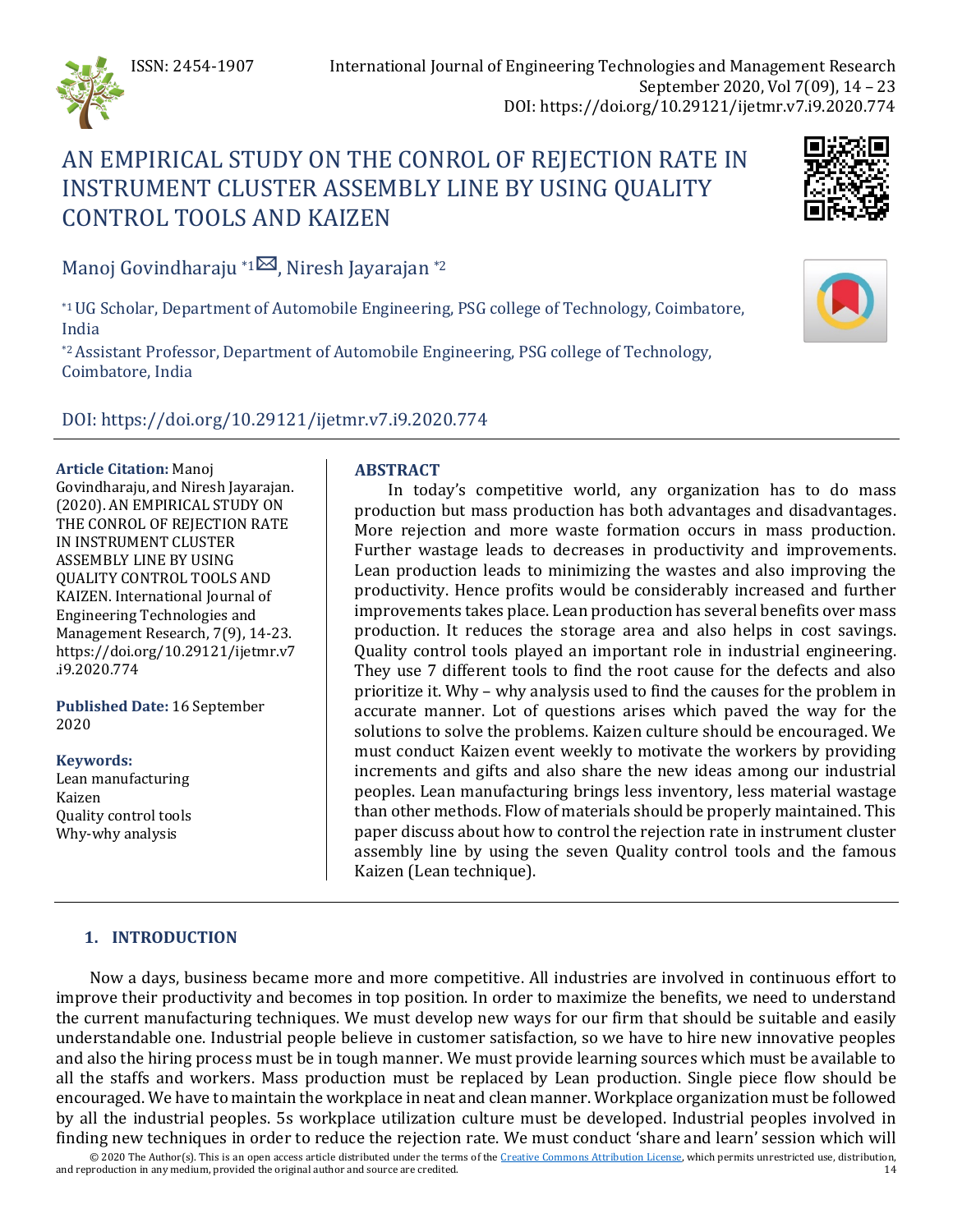# AN EMPIRICAL STUDY ON THE CONROL OF REJECTION RATE IN INSTRUMENT CLUSTER ASSEMBLY LINE BY USING QUALITY CONTROL TOOLS AND KAIZEN

Manoj Govindharaju [*1], Niresh Jayarajan [*2]

[*1] UG Scholar, Department of Automobile Engineering, PSG college of Technology, Coimbatore, India

[*2] Assistant Professor, Department of Automobile Engineering, PSG college of Technology, Coimbatore, India

DOI: https://doi.org/10.29121/ijetmr.v7.i9.2020.774

**Article Citation:** Manoj Govindharaju, and Niresh Jayarajan. (2020). AN EMPIRICAL STUDY ON THE CONROL OF REJECTION RATE IN INSTRUMENT CLUSTER ASSEMBLY LINE BY USING QUALITY CONTROL TOOLS AND KAIZEN. International Journal of Engineering Technologies and Management Research, 7(9), 14-23. https://doi.org/10.29121/ijetmr.v7.i9.2020.774

**Published Date:** 16 September 2020

**Keywords:**
Lean manufacturing
Kaizen
Quality control tools
Why-why analysis

## ABSTRACT

In today's competitive world, any organization has to do mass production but mass production has both advantages and disadvantages. More rejection and more waste formation occurs in mass production. Further wastage leads to decreases in productivity and improvements. Lean production leads to minimizing the wastes and also improving the productivity. Hence profits would be considerably increased and further improvements takes place. Lean production has several benefits over mass production. It reduces the storage area and also helps in cost savings. Quality control tools played an important role in industrial engineering. They use 7 different tools to find the root cause for the defects and also prioritize it. Why – why analysis used to find the causes for the problem in accurate manner. Lot of questions arises which paved the way for the solutions to solve the problems. Kaizen culture should be encouraged. We must conduct Kaizen event weekly to motivate the workers by providing increments and gifts and also share the new ideas among our industrial peoples. Lean manufacturing brings less inventory, less material wastage than other methods. Flow of materials should be properly maintained. This paper discuss about how to control the rejection rate in instrument cluster assembly line by using the seven Quality control tools and the famous Kaizen (Lean technique).

## 1. INTRODUCTION

Now a days, business became more and more competitive. All industries are involved in continuous effort to improve their productivity and becomes in top position. In order to maximize the benefits, we need to understand the current manufacturing techniques. We must develop new ways for our firm that should be suitable and easily understandable one. Industrial people believe in customer satisfaction, so we have to hire new innovative peoples and also the hiring process must be in tough manner. We must provide learning sources which must be available to all the staffs and workers. Mass production must be replaced by Lean production. Single piece flow should be encouraged. We have to maintain the workplace in neat and clean manner. Workplace organization must be followed by all the industrial peoples. 5s workplace utilization culture must be developed. Industrial peoples involved in finding new techniques in order to reduce the rejection rate. We must conduct 'share and learn' session which will

© 2020 The Author(s). This is an open access article distributed under the terms of the Creative Commons Attribution License, which permits unrestricted use, distribution, and reproduction in any medium, provided the original author and source are credited.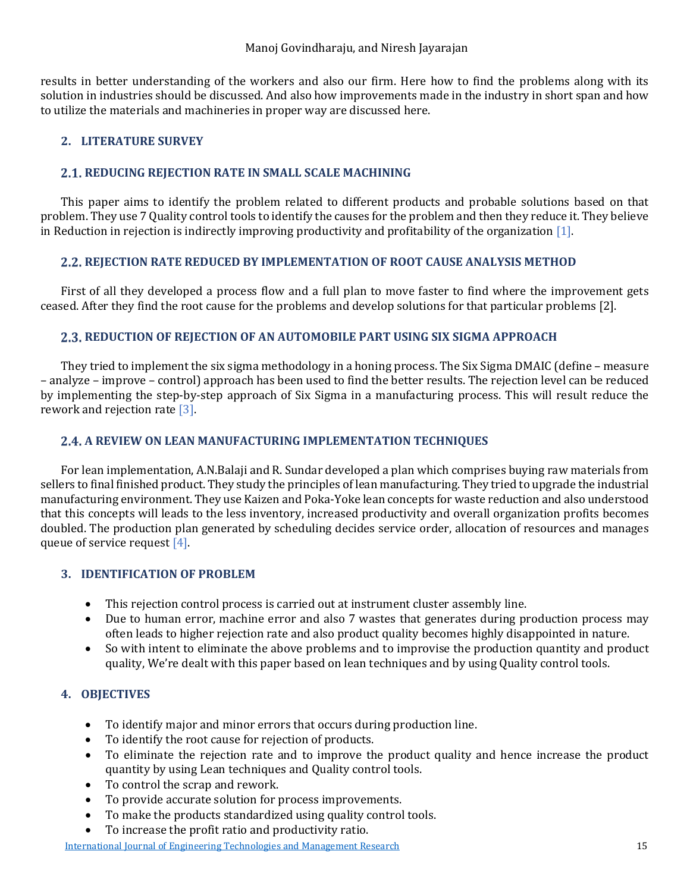results in better understanding of the workers and also our firm. Here how to find the problems along with its solution in industries should be discussed. And also how improvements made in the industry in short span and how to utilize the materials and machineries in proper way are discussed here.

## 2. LITERATURE SURVEY

### 2.1. REDUCING REJECTION RATE IN SMALL SCALE MACHINING

This paper aims to identify the problem related to different products and probable solutions based on that problem. They use 7 Quality control tools to identify the causes for the problem and then they reduce it. They believe in Reduction in rejection is indirectly improving productivity and profitability of the organization [1].

### 2.2. REJECTION RATE REDUCED BY IMPLEMENTATION OF ROOT CAUSE ANALYSIS METHOD

First of all they developed a process flow and a full plan to move faster to find where the improvement gets ceased. After they find the root cause for the problems and develop solutions for that particular problems [2].

### 2.3. REDUCTION OF REJECTION OF AN AUTOMOBILE PART USING SIX SIGMA APPROACH

They tried to implement the six sigma methodology in a honing process. The Six Sigma DMAIC (define – measure – analyze – improve – control) approach has been used to find the better results. The rejection level can be reduced by implementing the step-by-step approach of Six Sigma in a manufacturing process. This will result reduce the rework and rejection rate [3].

### 2.4. A REVIEW ON LEAN MANUFACTURING IMPLEMENTATION TECHNIQUES

For lean implementation, A.N.Balaji and R. Sundar developed a plan which comprises buying raw materials from sellers to final finished product. They study the principles of lean manufacturing. They tried to upgrade the industrial manufacturing environment. They use Kaizen and Poka-Yoke lean concepts for waste reduction and also understood that this concepts will leads to the less inventory, increased productivity and overall organization profits becomes doubled. The production plan generated by scheduling decides service order, allocation of resources and manages queue of service request [4].

## 3. IDENTIFICATION OF PROBLEM

- This rejection control process is carried out at instrument cluster assembly line.
- Due to human error, machine error and also 7 wastes that generates during production process may often leads to higher rejection rate and also product quality becomes highly disappointed in nature.
- So with intent to eliminate the above problems and to improvise the production quantity and product quality, We're dealt with this paper based on lean techniques and by using Quality control tools.

## 4. OBJECTIVES

- To identify major and minor errors that occurs during production line.
- To identify the root cause for rejection of products.
- To eliminate the rejection rate and to improve the product quality and hence increase the product quantity by using Lean techniques and Quality control tools.
- To control the scrap and rework.
- To provide accurate solution for process improvements.
- To make the products standardized using quality control tools.
- To increase the profit ratio and productivity ratio.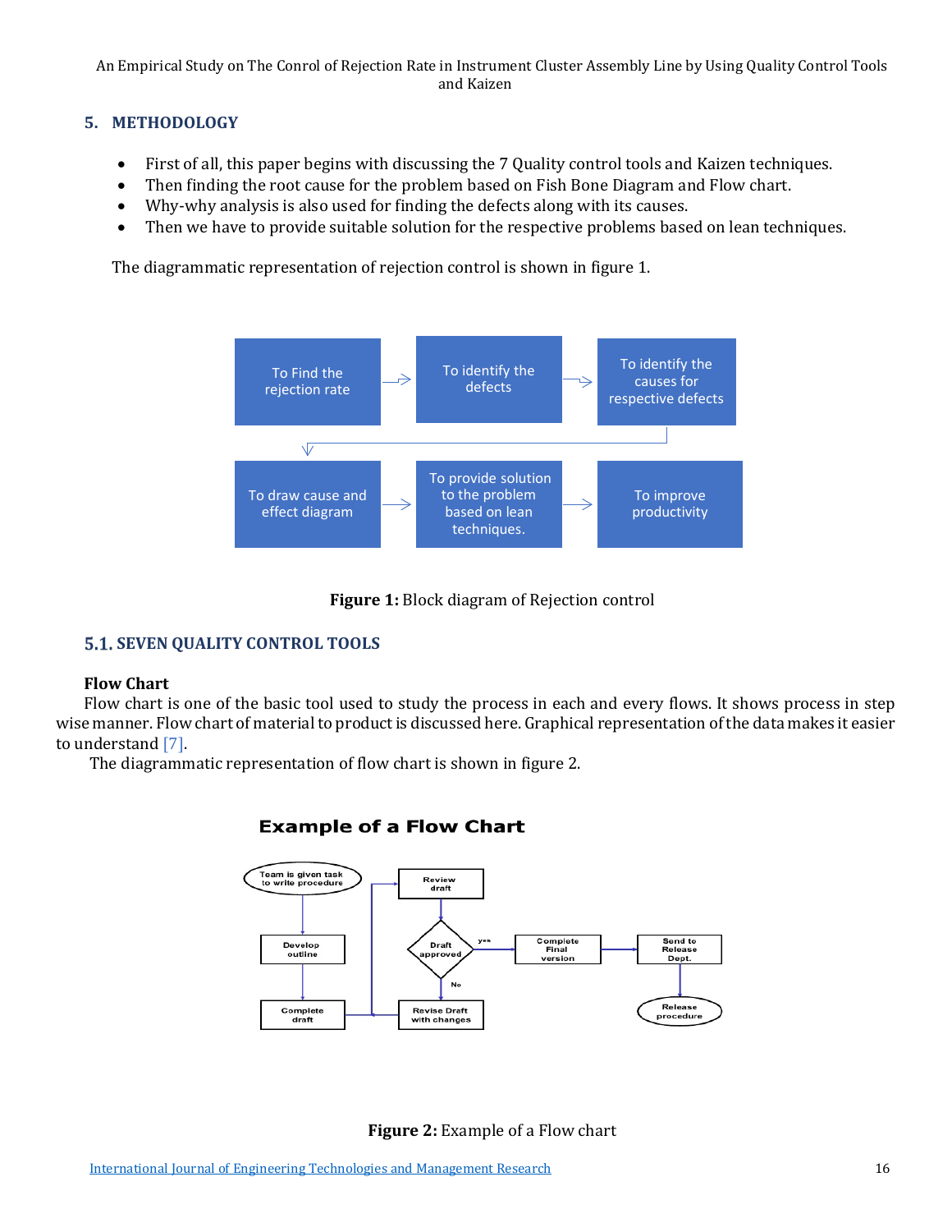## 5. METHODOLOGY

- First of all, this paper begins with discussing the 7 Quality control tools and Kaizen techniques.
- Then finding the root cause for the problem based on Fish Bone Diagram and Flow chart.
- Why-why analysis is also used for finding the defects along with its causes.
- Then we have to provide suitable solution for the respective problems based on lean techniques.

The diagrammatic representation of rejection control is shown in figure 1.

**Figure 1:** Block diagram of Rejection control

### 5.1. SEVEN QUALITY CONTROL TOOLS

**Flow Chart**

Flow chart is one of the basic tool used to study the process in each and every flows. It shows process in step wise manner. Flow chart of material to product is discussed here. Graphical representation of the data makes it easier to understand [7].

The diagrammatic representation of flow chart is shown in figure 2.

**Figure 2:** Example of a Flow chart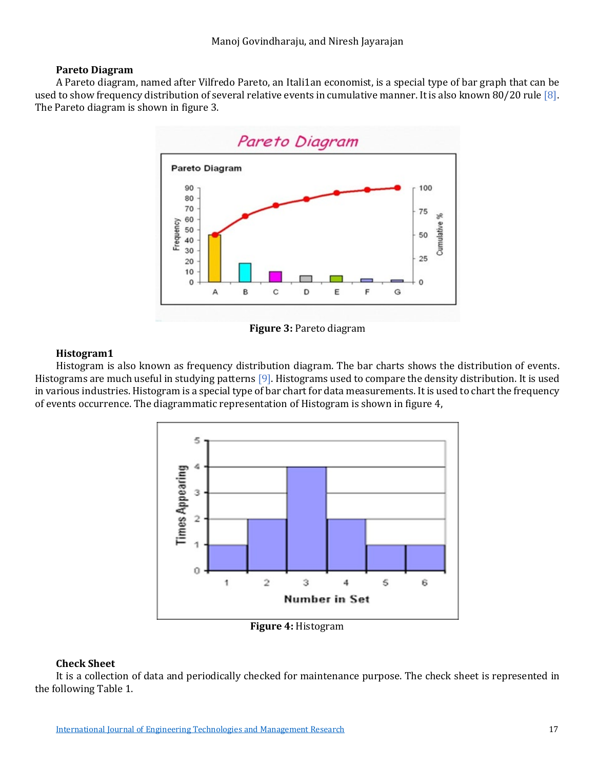### Pareto Diagram

A Pareto diagram, named after Vilfredo Pareto, an Itali1an economist, is a special type of bar graph that can be used to show frequency distribution of several relative events in cumulative manner. It is also known 80/20 rule [8]. The Pareto diagram is shown in figure 3.

**Figure 3:** Pareto diagram

### Histogram1

Histogram is also known as frequency distribution diagram. The bar charts shows the distribution of events. Histograms are much useful in studying patterns [9]. Histograms used to compare the density distribution. It is used in various industries. Histogram is a special type of bar chart for data measurements. It is used to chart the frequency of events occurrence. The diagrammatic representation of Histogram is shown in figure 4,

**Figure 4:** Histogram

### Check Sheet

It is a collection of data and periodically checked for maintenance purpose. The check sheet is represented in the following Table 1.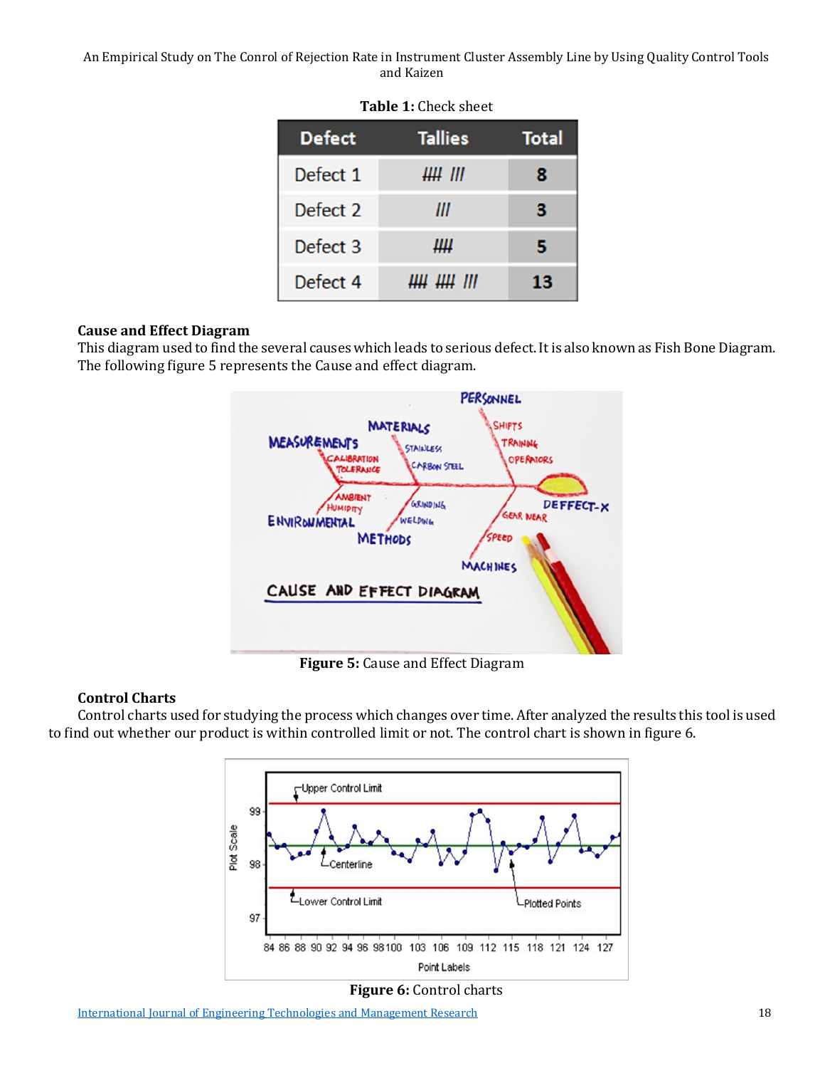**Table 1:** Check sheet

| Defect | Tallies | Total |
|---|---|---|
| Defect 1 | ~~IIII~~ III | 8 |
| Defect 2 | III | 3 |
| Defect 3 | ~~IIII~~ | 5 |
| Defect 4 | ~~IIII~~ ~~IIII~~ III | 13 |

### Cause and Effect Diagram

This diagram used to find the several causes which leads to serious defect. It is also known as Fish Bone Diagram. The following figure 5 represents the Cause and effect diagram.

**Figure 5:** Cause and Effect Diagram

### Control Charts

Control charts used for studying the process which changes over time. After analyzed the results this tool is used to find out whether our product is within controlled limit or not. The control chart is shown in figure 6.

**Figure 6:** Control charts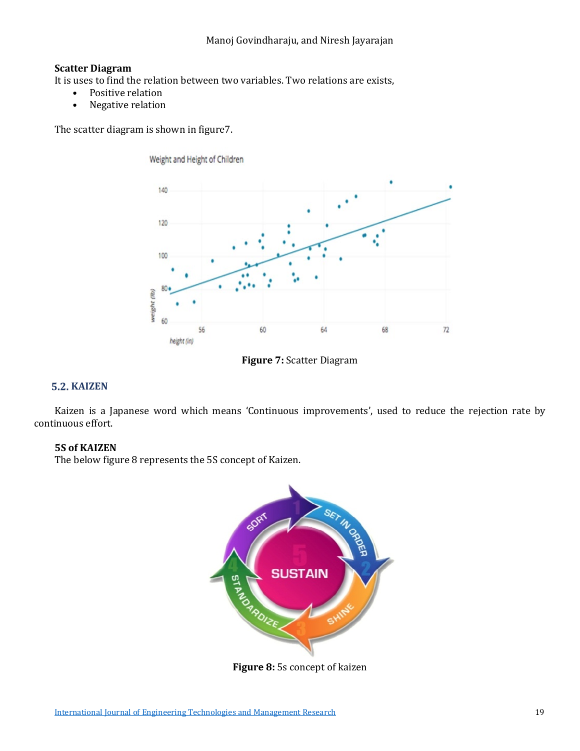**Scatter Diagram**

It is uses to find the relation between two variables. Two relations are exists,

- Positive relation
- Negative relation

The scatter diagram is shown in figure7.

**Figure 7:** Scatter Diagram

## 5.2. KAIZEN

Kaizen is a Japanese word which means 'Continuous improvements', used to reduce the rejection rate by continuous effort.

**5S of KAIZEN**

The below figure 8 represents the 5S concept of Kaizen.

**Figure 8:** 5s concept of kaizen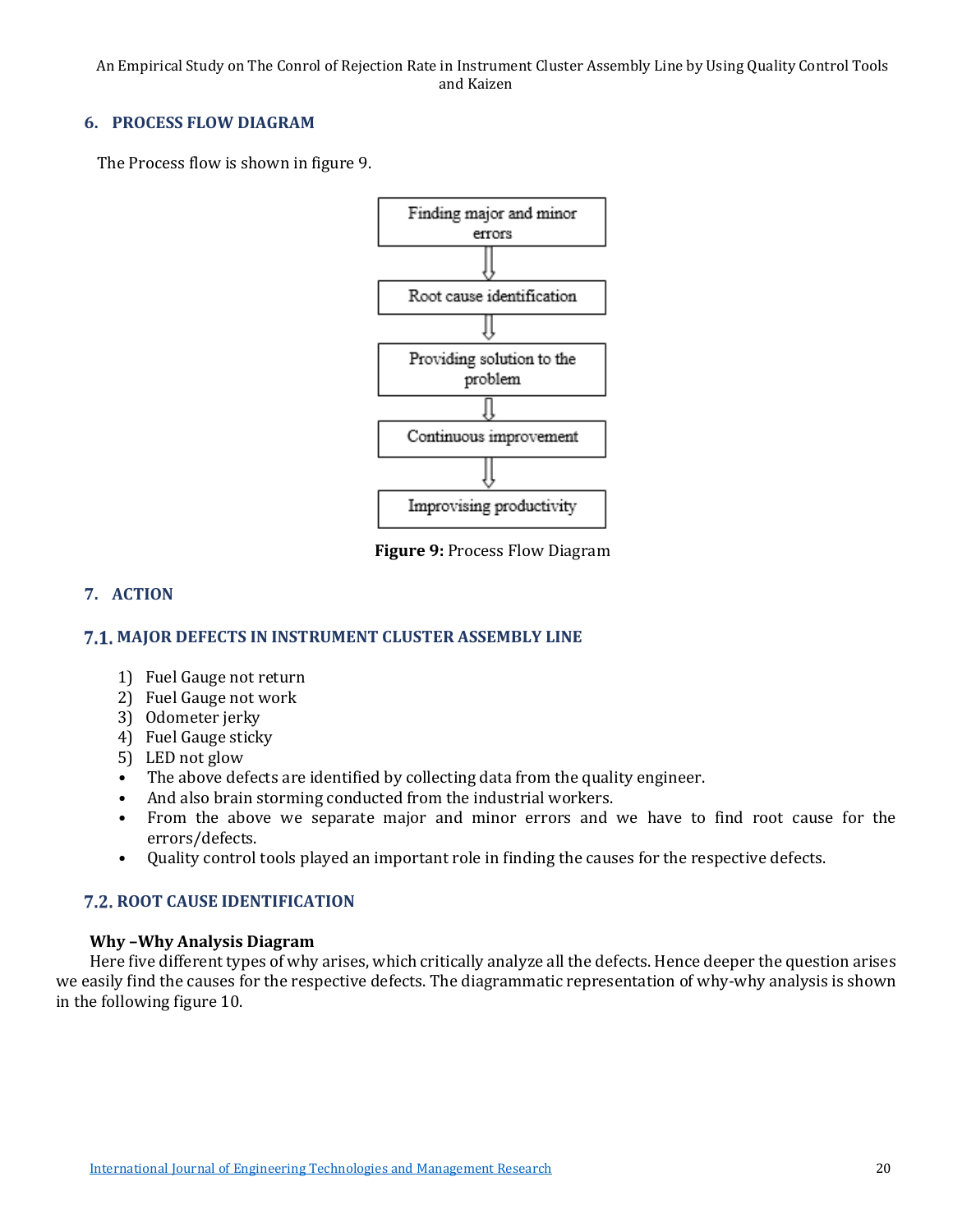## 6. PROCESS FLOW DIAGRAM

The Process flow is shown in figure 9.

Finding major and minor errors
⇓
Root cause identification
⇓
Providing solution to the problem
⇓
Continuous improvement
⇓
Improvising productivity

**Figure 9:** Process Flow Diagram

## 7. ACTION

### 7.1. MAJOR DEFECTS IN INSTRUMENT CLUSTER ASSEMBLY LINE

1) Fuel Gauge not return
2) Fuel Gauge not work
3) Odometer jerky
4) Fuel Gauge sticky
5) LED not glow

- The above defects are identified by collecting data from the quality engineer.
- And also brain storming conducted from the industrial workers.
- From the above we separate major and minor errors and we have to find root cause for the errors/defects.
- Quality control tools played an important role in finding the causes for the respective defects.

### 7.2. ROOT CAUSE IDENTIFICATION

**Why –Why Analysis Diagram**

Here five different types of why arises, which critically analyze all the defects. Hence deeper the question arises we easily find the causes for the respective defects. The diagrammatic representation of why-why analysis is shown in the following figure 10.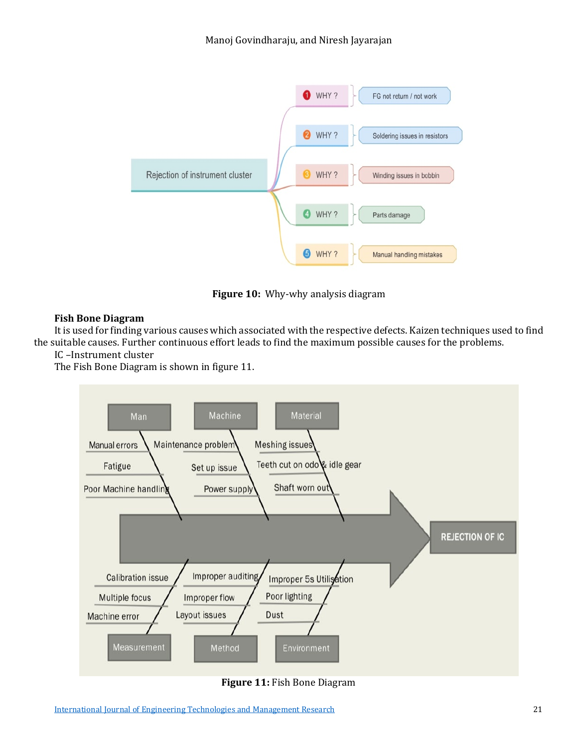Rejection of instrument cluster

1 WHY ? — FG not return / not work

2 WHY ? — Soldering issues in resistors

3 WHY ? — Winding issues in bobbin

4 WHY ? — Parts damage

5 WHY ? — Manual handling mistakes

**Figure 10:** Why-why analysis diagram

**Fish Bone Diagram**

It is used for finding various causes which associated with the respective defects. Kaizen techniques used to find the suitable causes. Further continuous effort leads to find the maximum possible causes for the problems.

IC –Instrument cluster

The Fish Bone Diagram is shown in figure 11.

Man: Manual errors, Fatigue, Poor Machine handling

Machine: Maintenance problem, Set up issue, Power supply

Material: Meshing issues, Teeth cut on odo & idle gear, Shaft worn out

Measurement: Calibration issue, Multiple focus, Machine error

Method: Improper auditing, Improper flow, Layout issues

Environment: Improper 5s Utilisation, Poor lighting, Dust

REJECTION OF IC

**Figure 11:** Fish Bone Diagram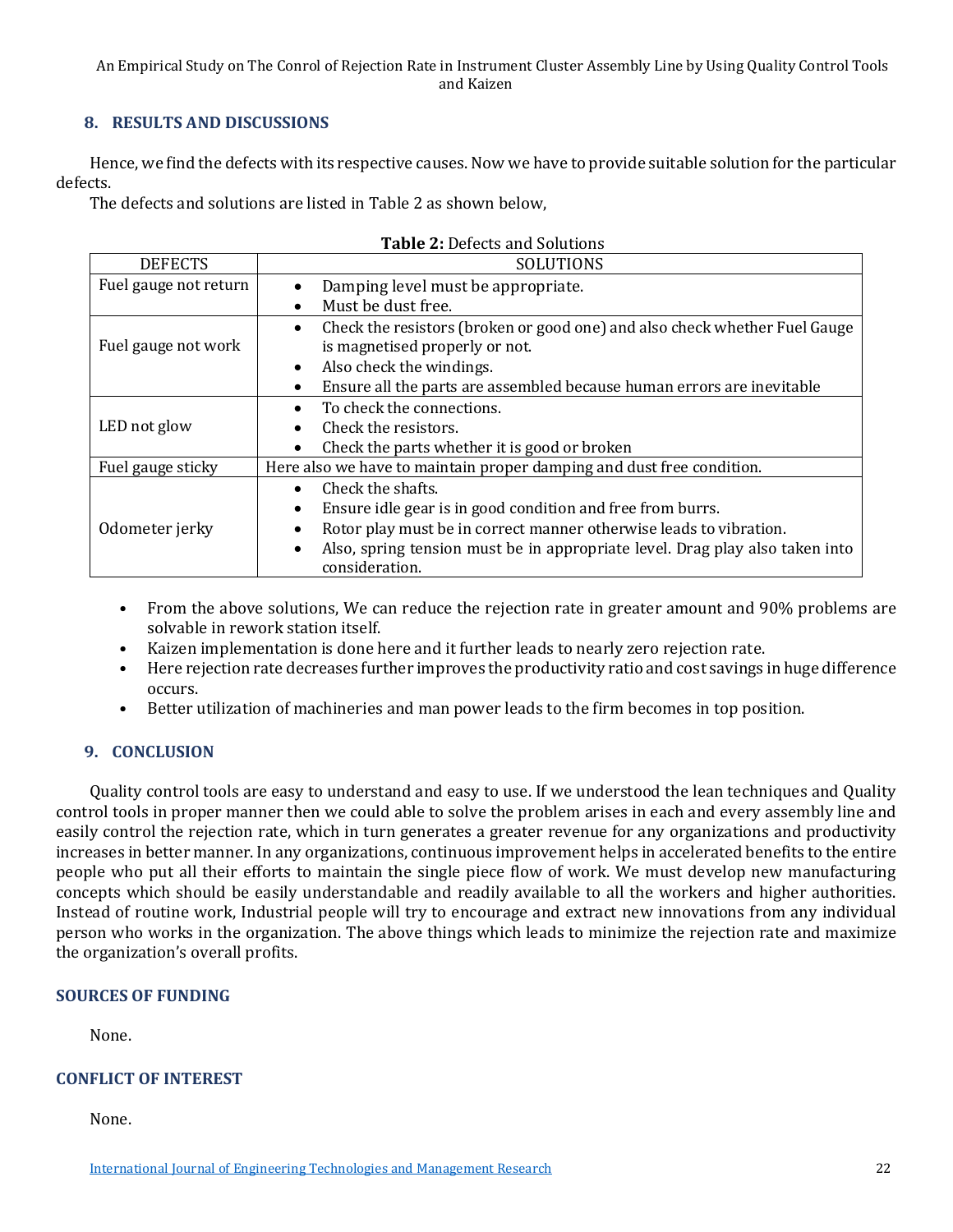## 8. RESULTS AND DISCUSSIONS

Hence, we find the defects with its respective causes. Now we have to provide suitable solution for the particular defects.

The defects and solutions are listed in Table 2 as shown below,

**Table 2:** Defects and Solutions

| DEFECTS | SOLUTIONS |
|---|---|
| Fuel gauge not return | • Damping level must be appropriate.<br>• Must be dust free. |
| Fuel gauge not work | • Check the resistors (broken or good one) and also check whether Fuel Gauge is magnetised properly or not.<br>• Also check the windings.<br>• Ensure all the parts are assembled because human errors are inevitable |
| LED not glow | • To check the connections.<br>• Check the resistors.<br>• Check the parts whether it is good or broken |
| Fuel gauge sticky | Here also we have to maintain proper damping and dust free condition. |
| Odometer jerky | • Check the shafts.<br>• Ensure idle gear is in good condition and free from burrs.<br>• Rotor play must be in correct manner otherwise leads to vibration.<br>• Also, spring tension must be in appropriate level. Drag play also taken into consideration. |

- From the above solutions, We can reduce the rejection rate in greater amount and 90% problems are solvable in rework station itself.
- Kaizen implementation is done here and it further leads to nearly zero rejection rate.
- Here rejection rate decreases further improves the productivity ratio and cost savings in huge difference occurs.
- Better utilization of machineries and man power leads to the firm becomes in top position.

## 9. CONCLUSION

Quality control tools are easy to understand and easy to use. If we understood the lean techniques and Quality control tools in proper manner then we could able to solve the problem arises in each and every assembly line and easily control the rejection rate, which in turn generates a greater revenue for any organizations and productivity increases in better manner. In any organizations, continuous improvement helps in accelerated benefits to the entire people who put all their efforts to maintain the single piece flow of work. We must develop new manufacturing concepts which should be easily understandable and readily available to all the workers and higher authorities. Instead of routine work, Industrial people will try to encourage and extract new innovations from any individual person who works in the organization. The above things which leads to minimize the rejection rate and maximize the organization's overall profits.

## SOURCES OF FUNDING

None.

## CONFLICT OF INTEREST

None.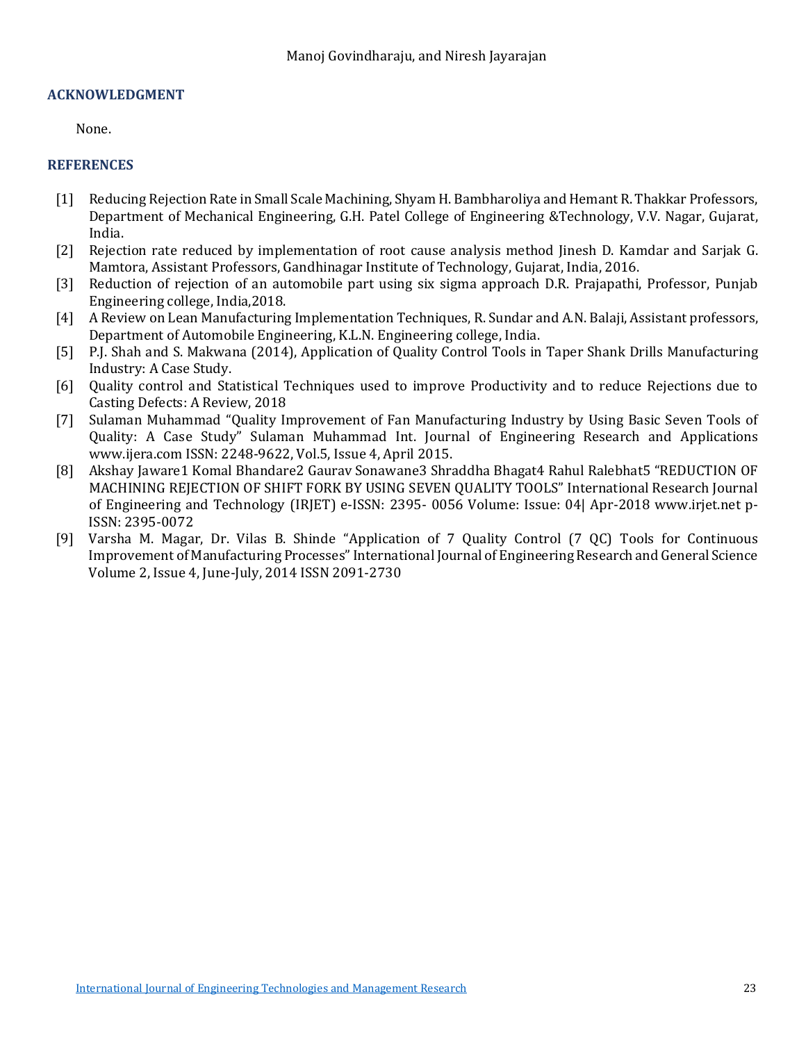## ACKNOWLEDGMENT

None.

## REFERENCES

[1] Reducing Rejection Rate in Small Scale Machining, Shyam H. Bambharoliya and Hemant R. Thakkar Professors, Department of Mechanical Engineering, G.H. Patel College of Engineering &Technology, V.V. Nagar, Gujarat, India.

[2] Rejection rate reduced by implementation of root cause analysis method Jinesh D. Kamdar and Sarjak G. Mamtora, Assistant Professors, Gandhinagar Institute of Technology, Gujarat, India, 2016.

[3] Reduction of rejection of an automobile part using six sigma approach D.R. Prajapathi, Professor, Punjab Engineering college, India,2018.

[4] A Review on Lean Manufacturing Implementation Techniques, R. Sundar and A.N. Balaji, Assistant professors, Department of Automobile Engineering, K.L.N. Engineering college, India.

[5] P.J. Shah and S. Makwana (2014), Application of Quality Control Tools in Taper Shank Drills Manufacturing Industry: A Case Study.

[6] Quality control and Statistical Techniques used to improve Productivity and to reduce Rejections due to Casting Defects: A Review, 2018

[7] Sulaman Muhammad "Quality Improvement of Fan Manufacturing Industry by Using Basic Seven Tools of Quality: A Case Study" Sulaman Muhammad Int. Journal of Engineering Research and Applications www.ijera.com ISSN: 2248-9622, Vol.5, Issue 4, April 2015.

[8] Akshay Jaware1 Komal Bhandare2 Gaurav Sonawane3 Shraddha Bhagat4 Rahul Ralebhat5 "REDUCTION OF MACHINING REJECTION OF SHIFT FORK BY USING SEVEN QUALITY TOOLS" International Research Journal of Engineering and Technology (IRJET) e-ISSN: 2395- 0056 Volume: Issue: 04| Apr-2018 www.irjet.net p-ISSN: 2395-0072

[9] Varsha M. Magar, Dr. Vilas B. Shinde "Application of 7 Quality Control (7 QC) Tools for Continuous Improvement of Manufacturing Processes" International Journal of Engineering Research and General Science Volume 2, Issue 4, June-July, 2014 ISSN 2091-2730